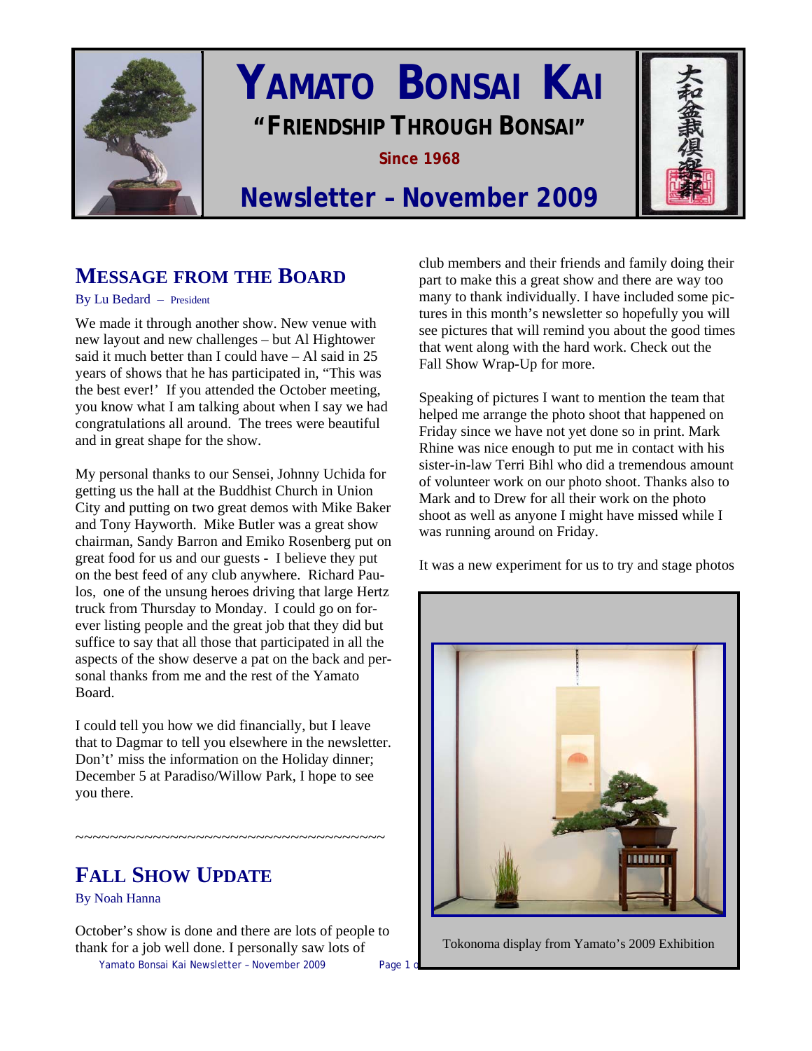# YAMATO BONSAI KAI

## "FRIENDSHIP THROUGH BONSAI"

**Since 1968**

## Newsletter – November 2009

## MESSAGE FROM THE BOARD

By Lu Bedard – President

We made it through another show. New venue with new layout and new challenges – but Al Hightower said it much better than I could have – Al said in 25 years of shows that he has participated in, "This was the best ever!' If you attended the October meeting, you know what I am talking about when I say we had congratulations all around. The trees were beautiful and in great shape for the show.

My personal thanks to our Sensei, Johnny Uchida for getting us the hall at the Buddhist Church in Union City and putting on two great demos with Mike Baker and Tony Hayworth. Mike Butler was a great show chairman, Sandy Barron and Emiko Rosenberg put on great food for us and our guests - I believe they put on the best feed of any club anywhere. Richard Paulos, one of the unsung heroes driving that large Hertz truck from Thursday to Monday. I could go on forever listing people and the great job that they did but suffice to say that all those that participated in all the aspects of the show deserve a pat on the back and personal thanks from me and the rest of the Yamato Board.

I could tell you how we did financially, but I leave that to Dagmar to tell you elsewhere in the newsletter. Don't' miss the information on the Holiday dinner; December 5 at Paradiso/Willow Park, I hope to see you there.

~~~~~~~~~~~~~~~~~~~~~~~~~~~~~~~~~~~~~~

## FALL SHOW UPDATE

By Noah Hanna

October's show is done and there are lots of people to thank for a job well done. I personally saw lots of club members and their friends and family doing their part to make this a great show and there are way too many to thank individually. I have included some pictures in this month's newsletter so hopefully you will see pictures that will remind you about the good times that went along with the hard work. Check out the Fall Show Wrap-Up for more.

Speaking of pictures I want to mention the team that helped me arrange the photo shoot that happened on Friday since we have not yet done so in print. Mark Rhine was nice enough to put me in contact with his sister-in-law Terri Bihl who did a tremendous amount of volunteer work on our photo shoot. Thanks also to Mark and to Drew for all their work on the photo shoot as well as anyone I might have missed while I was running around on Friday.

It was a new experiment for us to try and stage photos

Tokonoma display from Yamato's 2009 Exhibition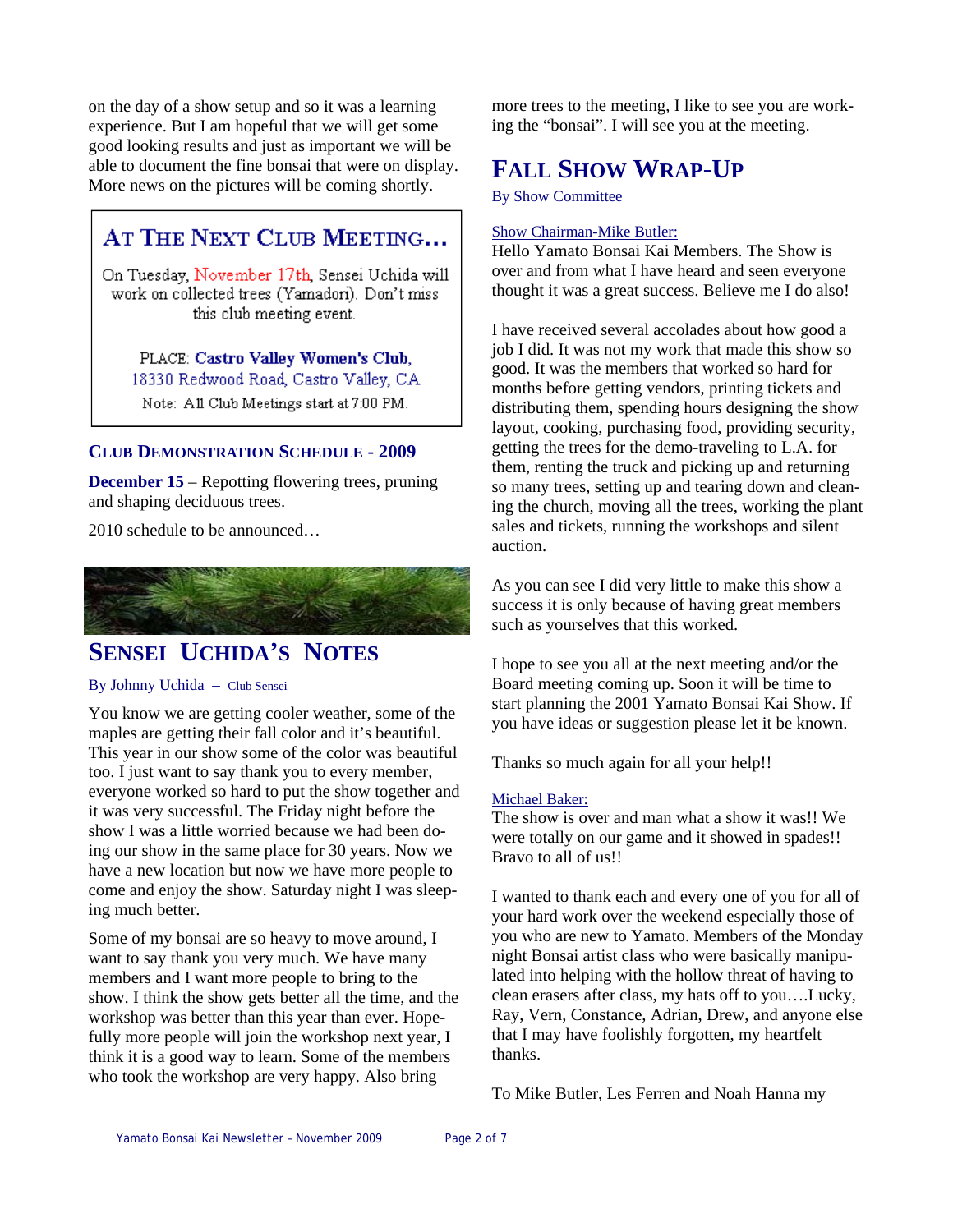on the day of a show setup and so it was a learning experience. But I am hopeful that we will get some good looking results and just as important we will be able to document the fine bonsai that were on display. More news on the pictures will be coming shortly.

## AT THE NEXT CLUB MEETING…

On Tuesday, November 17th, Sensei Uchida will work on collected trees (Yamadori). Don't miss this club meeting event.

PLACE: **Castro Valley Women's Club**, 18330 Redwood Road, Castro Valley, CA

Note: All Club Meetings start at 7:00 PM.

### CLUB DEMONSTRATION SCHEDULE - 2009

**December 15** – Repotting flowering trees, pruning and shaping deciduous trees.

2010 schedule to be announced…

## SENSEI UCHIDA'S NOTES

By Johnny Uchida – Club Sensei

You know we are getting cooler weather, some of the maples are getting their fall color and it's beautiful. This year in our show some of the color was beautiful too. I just want to say thank you to every member, everyone worked so hard to put the show together and it was very successful. The Friday night before the show I was a little worried because we had been doing our show in the same place for 30 years. Now we have a new location but now we have more people to come and enjoy the show. Saturday night I was sleeping much better.

Some of my bonsai are so heavy to move around, I want to say thank you very much. We have many members and I want more people to bring to the show. I think the show gets better all the time, and the workshop was better than this year than ever. Hopefully more people will join the workshop next year, I think it is a good way to learn. Some of the members who took the workshop are very happy. Also bring more trees to the meeting, I like to see you are working the "bonsai". I will see you at the meeting.

## FALL SHOW WRAP-UP

By Show Committee

Show Chairman-Mike Butler:

Hello Yamato Bonsai Kai Members. The Show is over and from what I have heard and seen everyone thought it was a great success. Believe me I do also!

I have received several accolades about how good a job I did. It was not my work that made this show so good. It was the members that worked so hard for months before getting vendors, printing tickets and distributing them, spending hours designing the show layout, cooking, purchasing food, providing security, getting the trees for the demo-traveling to L.A. for them, renting the truck and picking up and returning so many trees, setting up and tearing down and cleaning the church, moving all the trees, working the plant sales and tickets, running the workshops and silent auction.

As you can see I did very little to make this show a success it is only because of having great members such as yourselves that this worked.

I hope to see you all at the next meeting and/or the Board meeting coming up. Soon it will be time to start planning the 2001 Yamato Bonsai Kai Show. If you have ideas or suggestion please let it be known.

Thanks so much again for all your help!!

Michael Baker:

The show is over and man what a show it was!! We were totally on our game and it showed in spades!! Bravo to all of us!!

I wanted to thank each and every one of you for all of your hard work over the weekend especially those of you who are new to Yamato. Members of the Monday night Bonsai artist class who were basically manipulated into helping with the hollow threat of having to clean erasers after class, my hats off to you….Lucky, Ray, Vern, Constance, Adrian, Drew, and anyone else that I may have foolishly forgotten, my heartfelt thanks.

To Mike Butler, Les Ferren and Noah Hanna my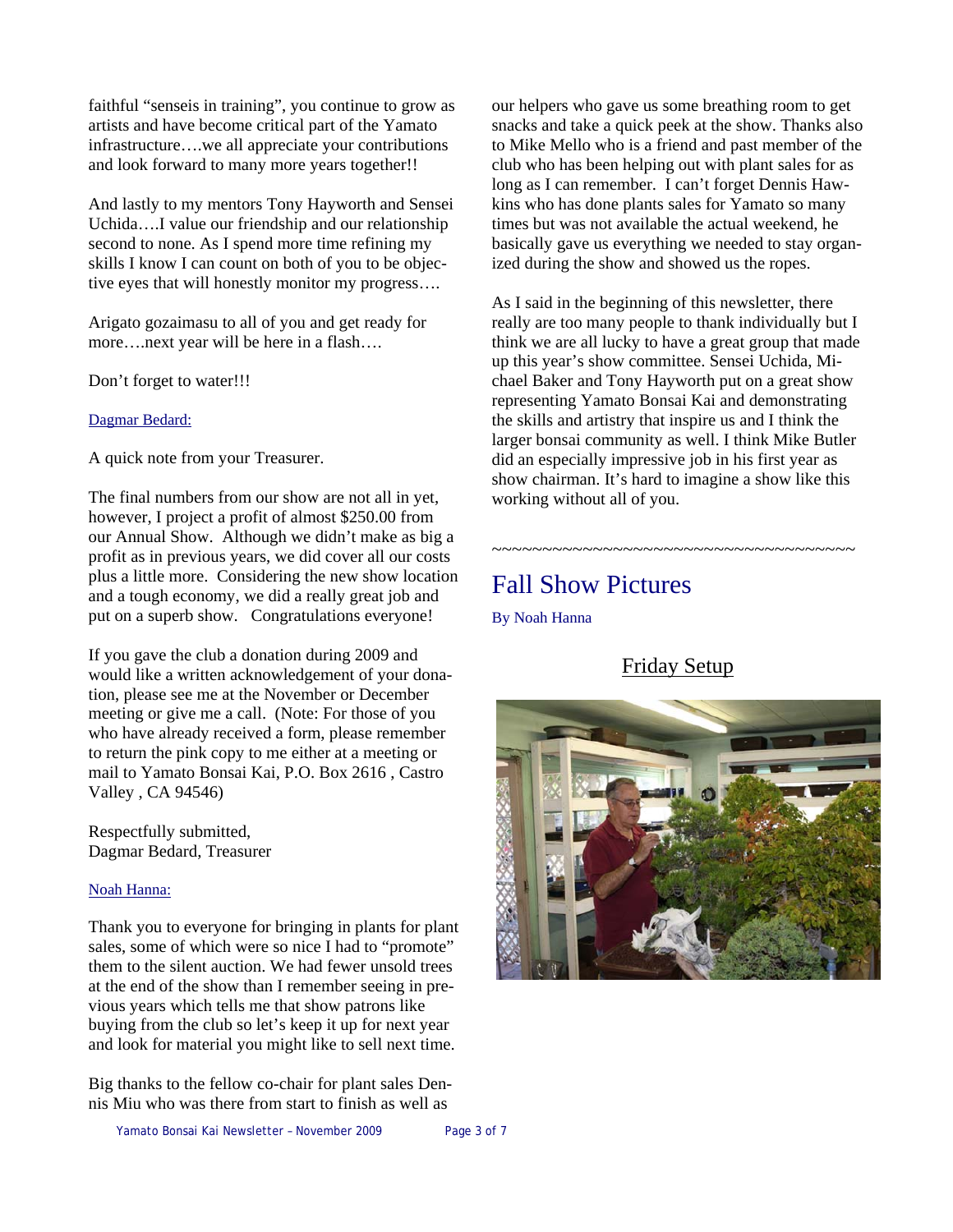faithful "senseis in training", you continue to grow as artists and have become critical part of the Yamato infrastructure….we all appreciate your contributions and look forward to many more years together!!

And lastly to my mentors Tony Hayworth and Sensei Uchida….I value our friendship and our relationship second to none. As I spend more time refining my skills I know I can count on both of you to be objective eyes that will honestly monitor my progress….

Arigato gozaimasu to all of you and get ready for more….next year will be here in a flash….

Don't forget to water!!!

Dagmar Bedard:

A quick note from your Treasurer.

The final numbers from our show are not all in yet, however, I project a profit of almost $250.00 from our Annual Show. Although we didn't make as big a profit as in previous years, we did cover all our costs plus a little more. Considering the new show location and a tough economy, we did a really great job and put on a superb show. Congratulations everyone!

If you gave the club a donation during 2009 and would like a written acknowledgement of your donation, please see me at the November or December meeting or give me a call. (Note: For those of you who have already received a form, please remember to return the pink copy to me either at a meeting or mail to Yamato Bonsai Kai, P.O. Box 2616 , Castro Valley , CA 94546)

Respectfully submitted,
Dagmar Bedard, Treasurer

Noah Hanna:

Thank you to everyone for bringing in plants for plant sales, some of which were so nice I had to "promote" them to the silent auction. We had fewer unsold trees at the end of the show than I remember seeing in previous years which tells me that show patrons like buying from the club so let's keep it up for next year and look for material you might like to sell next time.

Big thanks to the fellow co-chair for plant sales Dennis Miu who was there from start to finish as well as our helpers who gave us some breathing room to get snacks and take a quick peek at the show. Thanks also to Mike Mello who is a friend and past member of the club who has been helping out with plant sales for as long as I can remember. I can't forget Dennis Hawkins who has done plants sales for Yamato so many times but was not available the actual weekend, he basically gave us everything we needed to stay organized during the show and showed us the ropes.

As I said in the beginning of this newsletter, there really are too many people to thank individually but I think we are all lucky to have a great group that made up this year's show committee. Sensei Uchida, Michael Baker and Tony Hayworth put on a great show representing Yamato Bonsai Kai and demonstrating the skills and artistry that inspire us and I think the larger bonsai community as well. I think Mike Butler did an especially impressive job in his first year as show chairman. It's hard to imagine a show like this working without all of you.

~~~~~~~~~~~~~~~~~~~~~~~~~~~~~~~~~~~~~~~~

## Fall Show Pictures

By Noah Hanna

### Friday Setup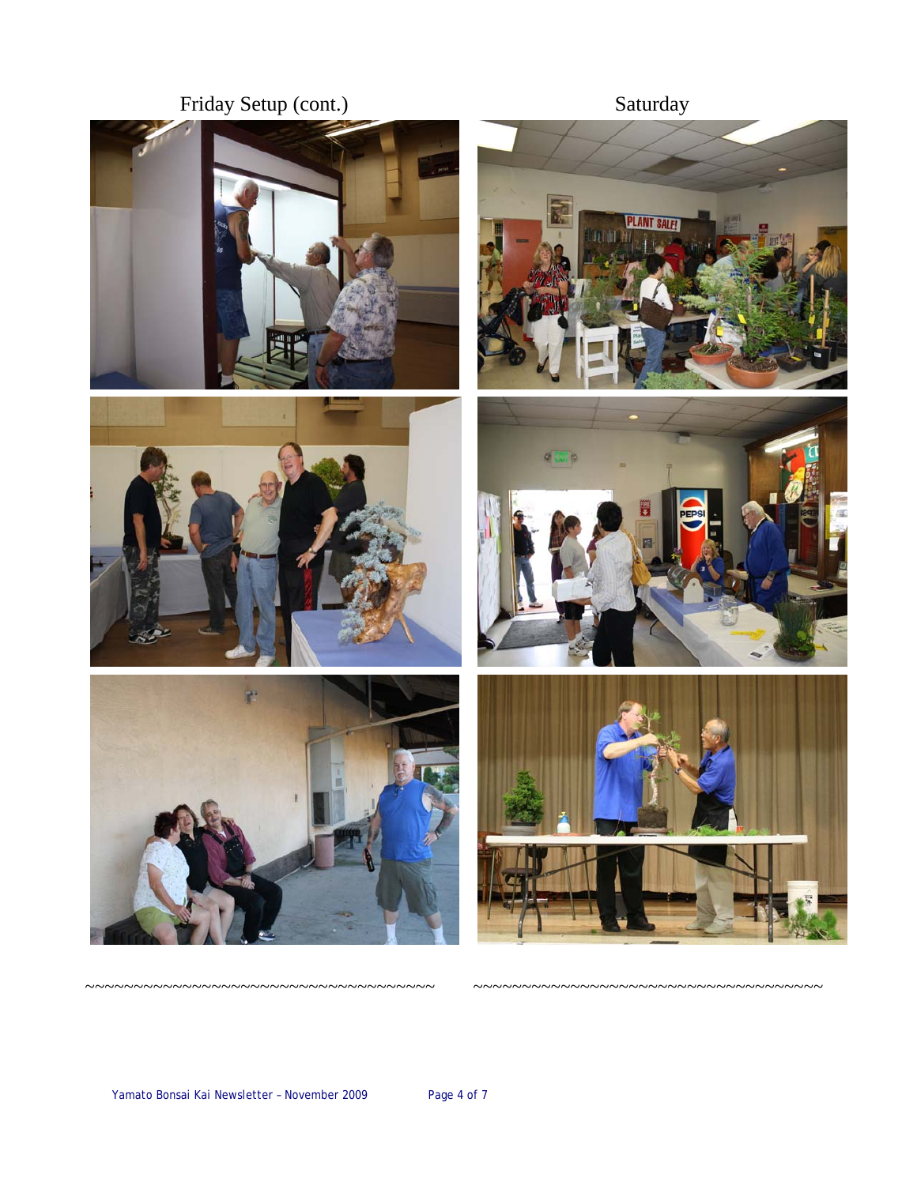Friday Setup (cont.)

Saturday

~~~~~~~~~~~~~~~~~~~~~~~~~~~~~~~~~~~~~~~~ ~~~~~~~~~~~~~~~~~~~~~~~~~~~~~~~~~~~~~~~~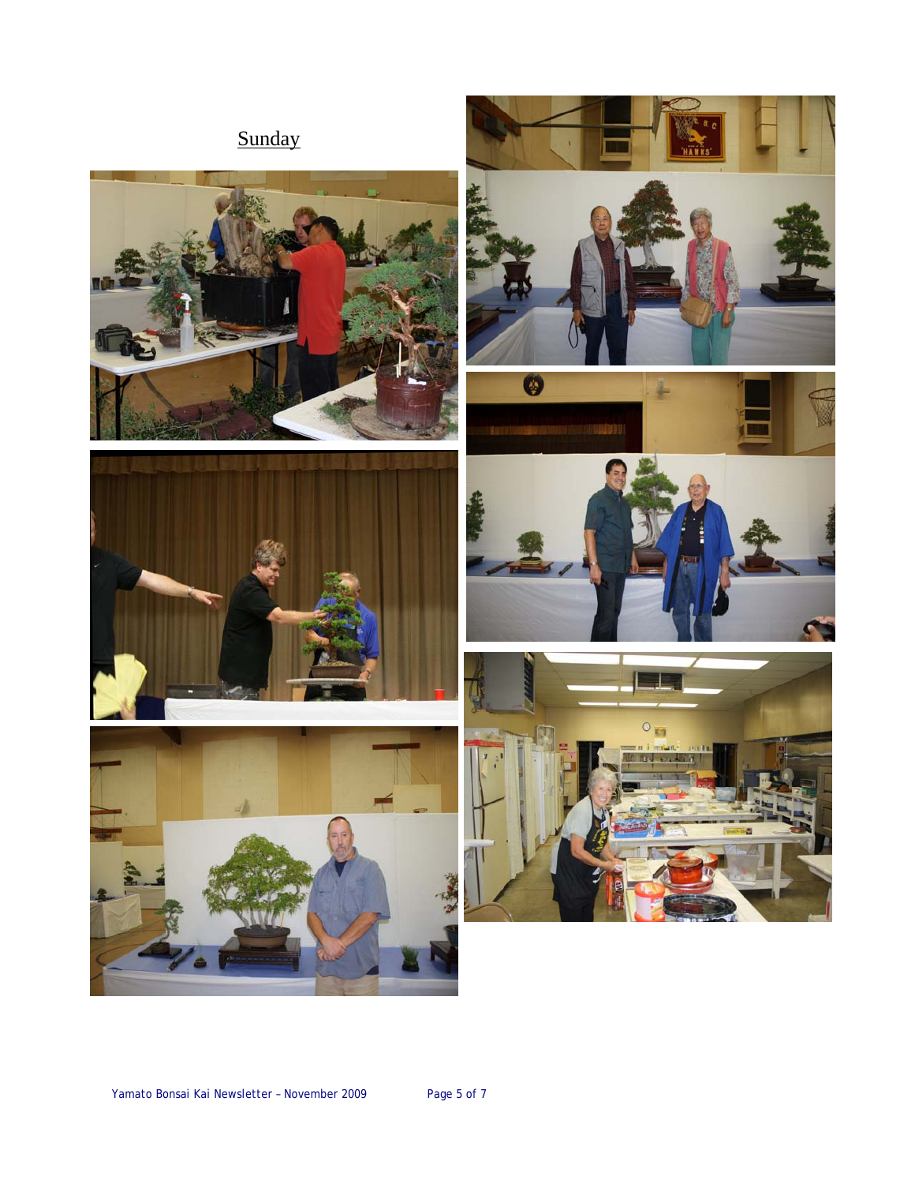Sunday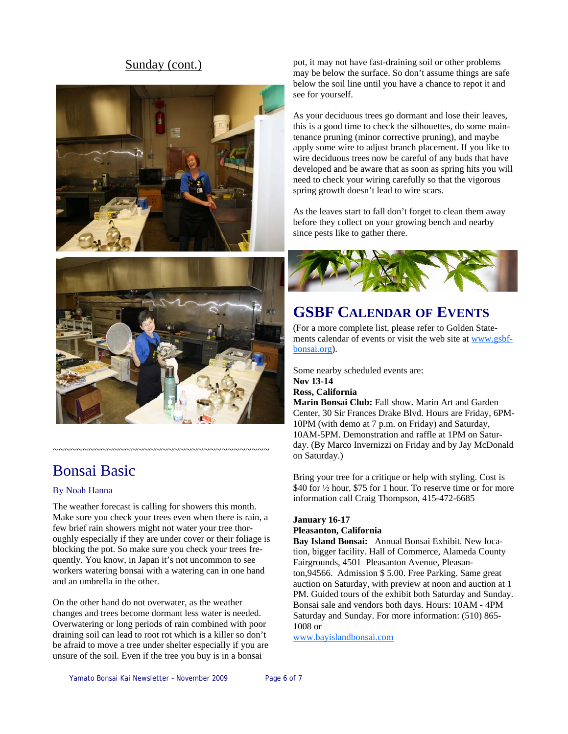## Sunday (cont.)

~~~~~~~~~~~~~~~~~~~~~~~~~~~~~~~~~~~~~~~~

# Bonsai Basic

By Noah Hanna

The weather forecast is calling for showers this month. Make sure you check your trees even when there is rain, a few brief rain showers might not water your tree thoroughly especially if they are under cover or their foliage is blocking the pot. So make sure you check your trees frequently. You know, in Japan it's not uncommon to see workers watering bonsai with a watering can in one hand and an umbrella in the other.

On the other hand do not overwater, as the weather changes and trees become dormant less water is needed. Overwatering or long periods of rain combined with poor draining soil can lead to root rot which is a killer so don't be afraid to move a tree under shelter especially if you are unsure of the soil. Even if the tree you buy is in a bonsai pot, it may not have fast-draining soil or other problems may be below the surface. So don't assume things are safe below the soil line until you have a chance to repot it and see for yourself.

As your deciduous trees go dormant and lose their leaves, this is a good time to check the silhouettes, do some maintenance pruning (minor corrective pruning), and maybe apply some wire to adjust branch placement. If you like to wire deciduous trees now be careful of any buds that have developed and be aware that as soon as spring hits you will need to check your wiring carefully so that the vigorous spring growth doesn't lead to wire scars.

As the leaves start to fall don't forget to clean them away before they collect on your growing bench and nearby since pests like to gather there.

# GSBF Calendar of Events

(For a more complete list, please refer to Golden Statements calendar of events or visit the web site at www.gsbf-bonsai.org).

Some nearby scheduled events are:

**Nov 13-14**
**Ross, California**
**Marin Bonsai Club:** Fall show**.** Marin Art and Garden Center, 30 Sir Frances Drake Blvd. Hours are Friday, 6PM-10PM (with demo at 7 p.m. on Friday) and Saturday, 10AM-5PM. Demonstration and raffle at 1PM on Saturday. (By Marco Invernizzi on Friday and by Jay McDonald on Saturday.)

Bring your tree for a critique or help with styling. Cost is $40 for ½ hour, $75 for 1 hour. To reserve time or for more information call Craig Thompson, 415-472-6685

**January 16-17**
**Pleasanton, California**
**Bay Island Bonsai:** Annual Bonsai Exhibit. New location, bigger facility. Hall of Commerce, Alameda County Fairgrounds, 4501 Pleasanton Avenue, Pleasanton,94566. Admission $ 5.00. Free Parking. Same great auction on Saturday, with preview at noon and auction at 1 PM. Guided tours of the exhibit both Saturday and Sunday. Bonsai sale and vendors both days. Hours: 10AM - 4PM Saturday and Sunday. For more information: (510) 865-1008 or
www.bayislandbonsai.com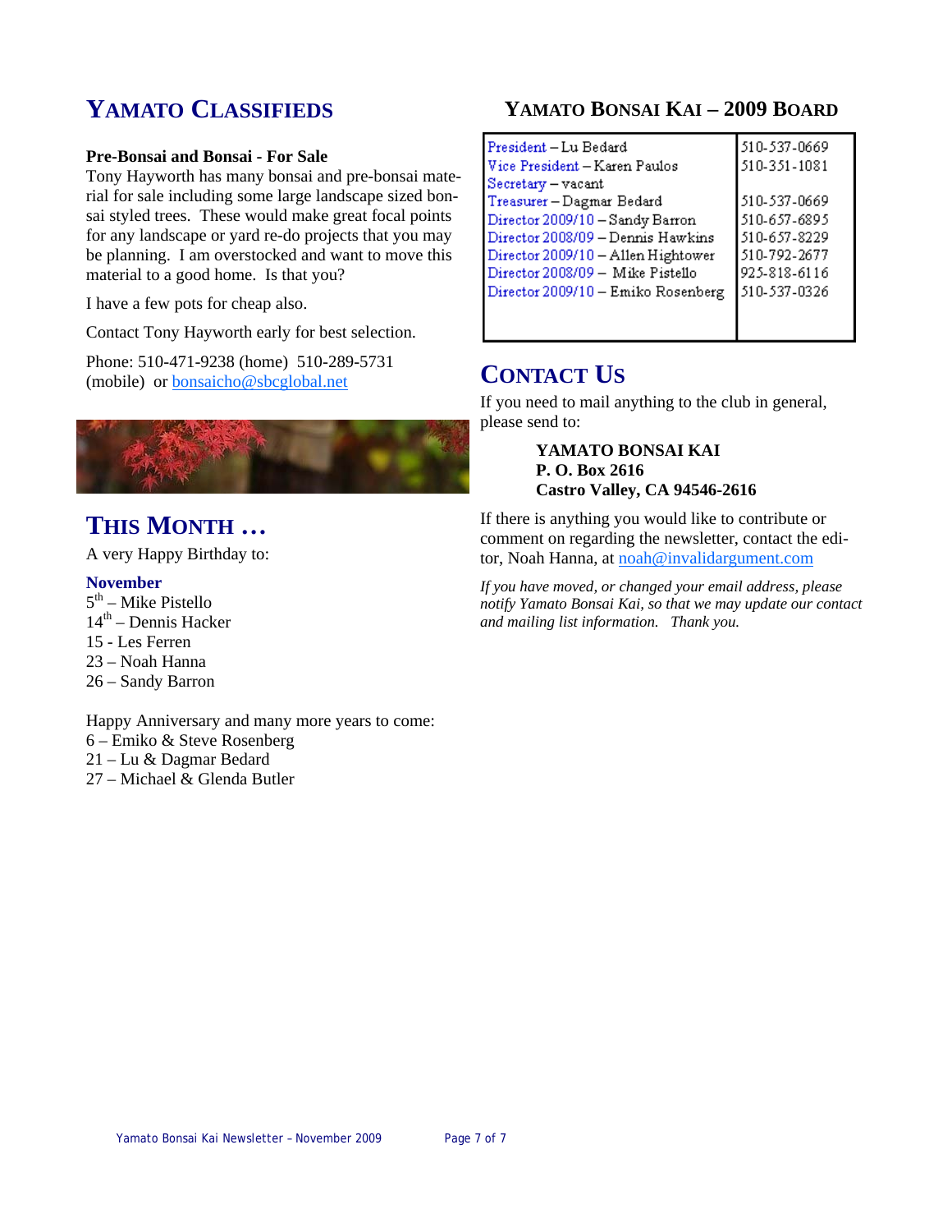## YAMATO CLASSIFIEDS

**Pre-Bonsai and Bonsai - For Sale**

Tony Hayworth has many bonsai and pre-bonsai material for sale including some large landscape sized bonsai styled trees. These would make great focal points for any landscape or yard re-do projects that you may be planning. I am overstocked and want to move this material to a good home. Is that you?

I have a few pots for cheap also.

Contact Tony Hayworth early for best selection.

Phone: 510-471-9238 (home) 510-289-5731 (mobile) or bonsaicho@sbcglobal.net

## THIS MONTH …

A very Happy Birthday to:

**November**

5th – Mike Pistello
14th – Dennis Hacker
15 - Les Ferren
23 – Noah Hanna
26 – Sandy Barron

Happy Anniversary and many more years to come:

6 – Emiko & Steve Rosenberg
21 – Lu & Dagmar Bedard
27 – Michael & Glenda Butler

## YAMATO BONSAI KAI – 2009 BOARD

| | |
|---|---|
| President – Lu Bedard | 510-537-0669 |
| Vice President – Karen Paulos | 510-351-1081 |
| Secretary – vacant | |
| Treasurer – Dagmar Bedard | 510-537-0669 |
| Director 2009/10 – Sandy Barron | 510-657-6895 |
| Director 2008/09 – Dennis Hawkins | 510-657-8229 |
| Director 2009/10 – Allen Hightower | 510-792-2677 |
| Director 2008/09 – Mike Pistello | 925-818-6116 |
| Director 2009/10 – Emiko Rosenberg | 510-537-0326 |

## CONTACT US

If you need to mail anything to the club in general, please send to:

**YAMATO BONSAI KAI**
**P. O. Box 2616**
**Castro Valley, CA 94546-2616**

If there is anything you would like to contribute or comment on regarding the newsletter, contact the editor, Noah Hanna, at noah@invalidargument.com

*If you have moved, or changed your email address, please notify Yamato Bonsai Kai, so that we may update our contact and mailing list information. Thank you.*